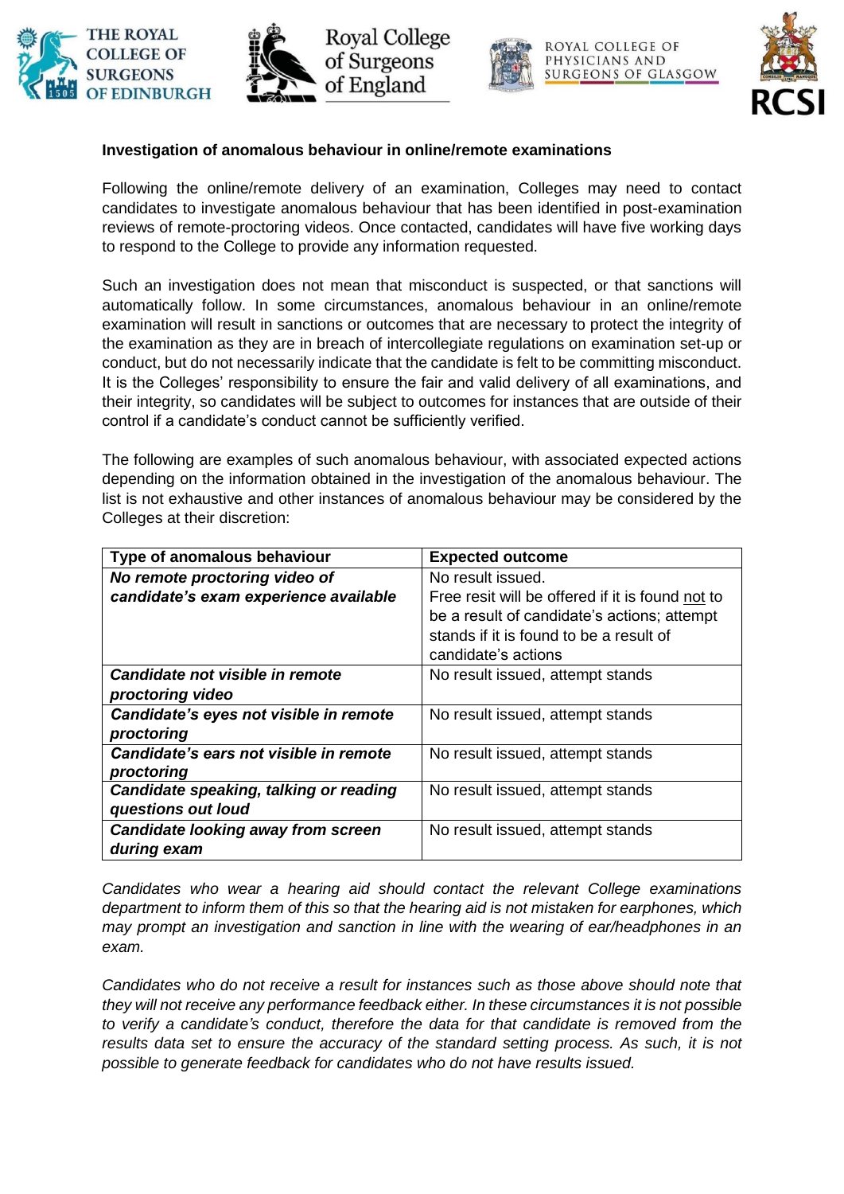THE ROYAL COLLEGE OF SURGEONS OF EDINBURGH | Royal College of Surgeons of England | ROYAL COLLEGE OF PHYSICIANS AND SURGEONS OF GLASGOW | RCSI

**Investigation of anomalous behaviour in online/remote examinations**

Following the online/remote delivery of an examination, Colleges may need to contact candidates to investigate anomalous behaviour that has been identified in post-examination reviews of remote-proctoring videos. Once contacted, candidates will have five working days to respond to the College to provide any information requested.

Such an investigation does not mean that misconduct is suspected, or that sanctions will automatically follow. In some circumstances, anomalous behaviour in an online/remote examination will result in sanctions or outcomes that are necessary to protect the integrity of the examination as they are in breach of intercollegiate regulations on examination set-up or conduct, but do not necessarily indicate that the candidate is felt to be committing misconduct. It is the Colleges' responsibility to ensure the fair and valid delivery of all examinations, and their integrity, so candidates will be subject to outcomes for instances that are outside of their control if a candidate's conduct cannot be sufficiently verified.

The following are examples of such anomalous behaviour, with associated expected actions depending on the information obtained in the investigation of the anomalous behaviour. The list is not exhaustive and other instances of anomalous behaviour may be considered by the Colleges at their discretion:

| Type of anomalous behaviour | Expected outcome |
|---|---|
| ***No remote proctoring video of candidate's exam experience available*** | No result issued.<br>Free resit will be offered if it is found not to be a result of candidate's actions; attempt stands if it is found to be a result of candidate's actions |
| ***Candidate not visible in remote proctoring video*** | No result issued, attempt stands |
| ***Candidate's eyes not visible in remote proctoring*** | No result issued, attempt stands |
| ***Candidate's ears not visible in remote proctoring*** | No result issued, attempt stands |
| ***Candidate speaking, talking or reading questions out loud*** | No result issued, attempt stands |
| ***Candidate looking away from screen during exam*** | No result issued, attempt stands |

*Candidates who wear a hearing aid should contact the relevant College examinations department to inform them of this so that the hearing aid is not mistaken for earphones, which may prompt an investigation and sanction in line with the wearing of ear/headphones in an exam.*

*Candidates who do not receive a result for instances such as those above should note that they will not receive any performance feedback either. In these circumstances it is not possible to verify a candidate's conduct, therefore the data for that candidate is removed from the results data set to ensure the accuracy of the standard setting process. As such, it is not possible to generate feedback for candidates who do not have results issued.*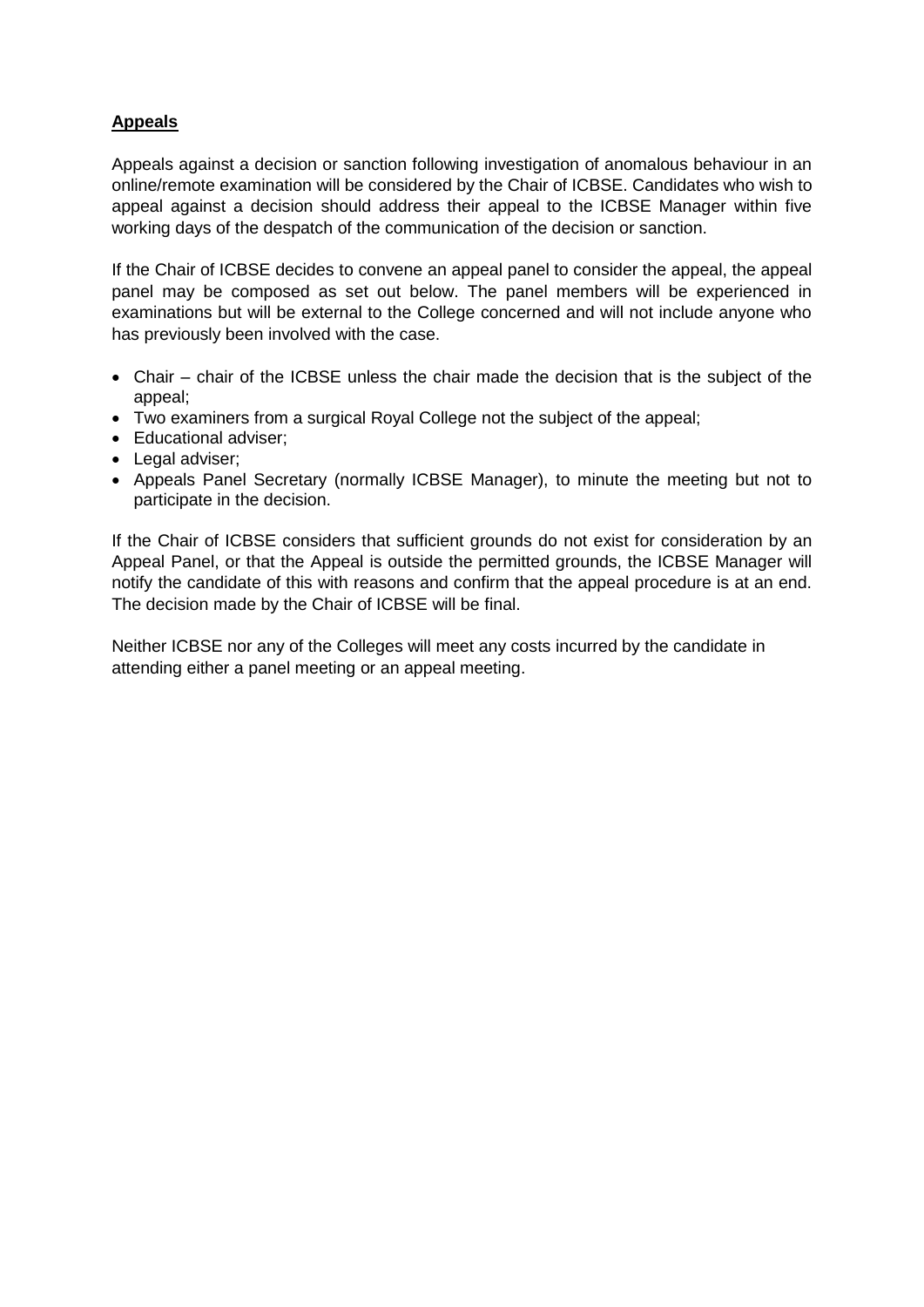**Appeals**

Appeals against a decision or sanction following investigation of anomalous behaviour in an online/remote examination will be considered by the Chair of ICBSE. Candidates who wish to appeal against a decision should address their appeal to the ICBSE Manager within five working days of the despatch of the communication of the decision or sanction.

If the Chair of ICBSE decides to convene an appeal panel to consider the appeal, the appeal panel may be composed as set out below. The panel members will be experienced in examinations but will be external to the College concerned and will not include anyone who has previously been involved with the case.

- Chair – chair of the ICBSE unless the chair made the decision that is the subject of the appeal;
- Two examiners from a surgical Royal College not the subject of the appeal;
- Educational adviser;
- Legal adviser;
- Appeals Panel Secretary (normally ICBSE Manager), to minute the meeting but not to participate in the decision.

If the Chair of ICBSE considers that sufficient grounds do not exist for consideration by an Appeal Panel, or that the Appeal is outside the permitted grounds, the ICBSE Manager will notify the candidate of this with reasons and confirm that the appeal procedure is at an end. The decision made by the Chair of ICBSE will be final.

Neither ICBSE nor any of the Colleges will meet any costs incurred by the candidate in attending either a panel meeting or an appeal meeting.